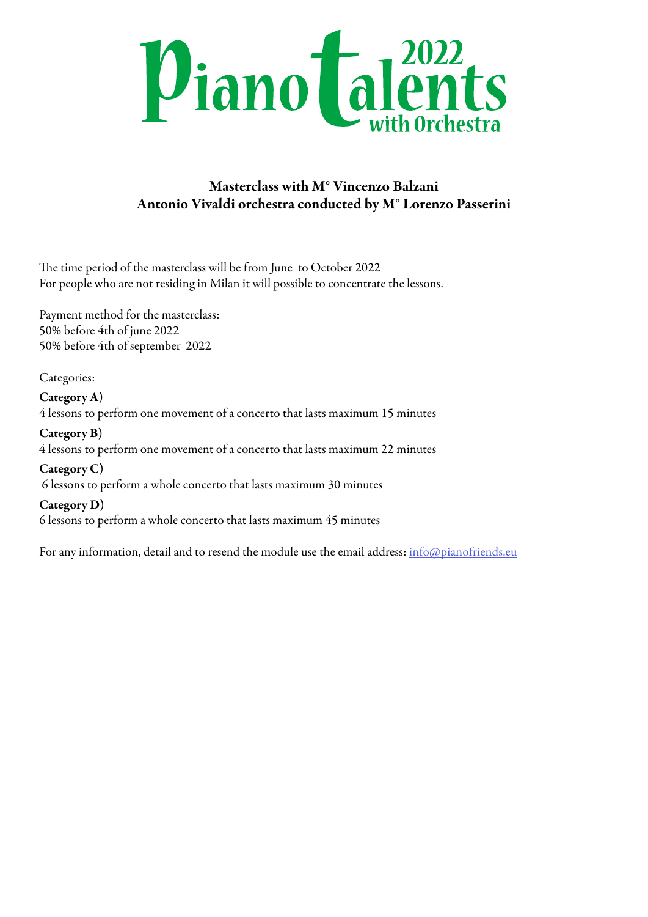# Piano Talents 2022 with Orchestra

**Masterclass with M° Vincenzo Balzani**
**Antonio Vivaldi orchestra conducted by M° Lorenzo Passerini**

The time period of the masterclass will be from June to October 2022
For people who are not residing in Milan it will possible to concentrate the lessons.

Payment method for the masterclass:
50% before 4th of june 2022
50% before 4th of september 2022

Categories:

**Category A)**
4 lessons to perform one movement of a concerto that lasts maximum 15 minutes

**Category B)**
4 lessons to perform one movement of a concerto that lasts maximum 22 minutes

**Category C)**
6 lessons to perform a whole concerto that lasts maximum 30 minutes

**Category D)**
6 lessons to perform a whole concerto that lasts maximum 45 minutes

For any information, detail and to resend the module use the email address: info@pianofriends.eu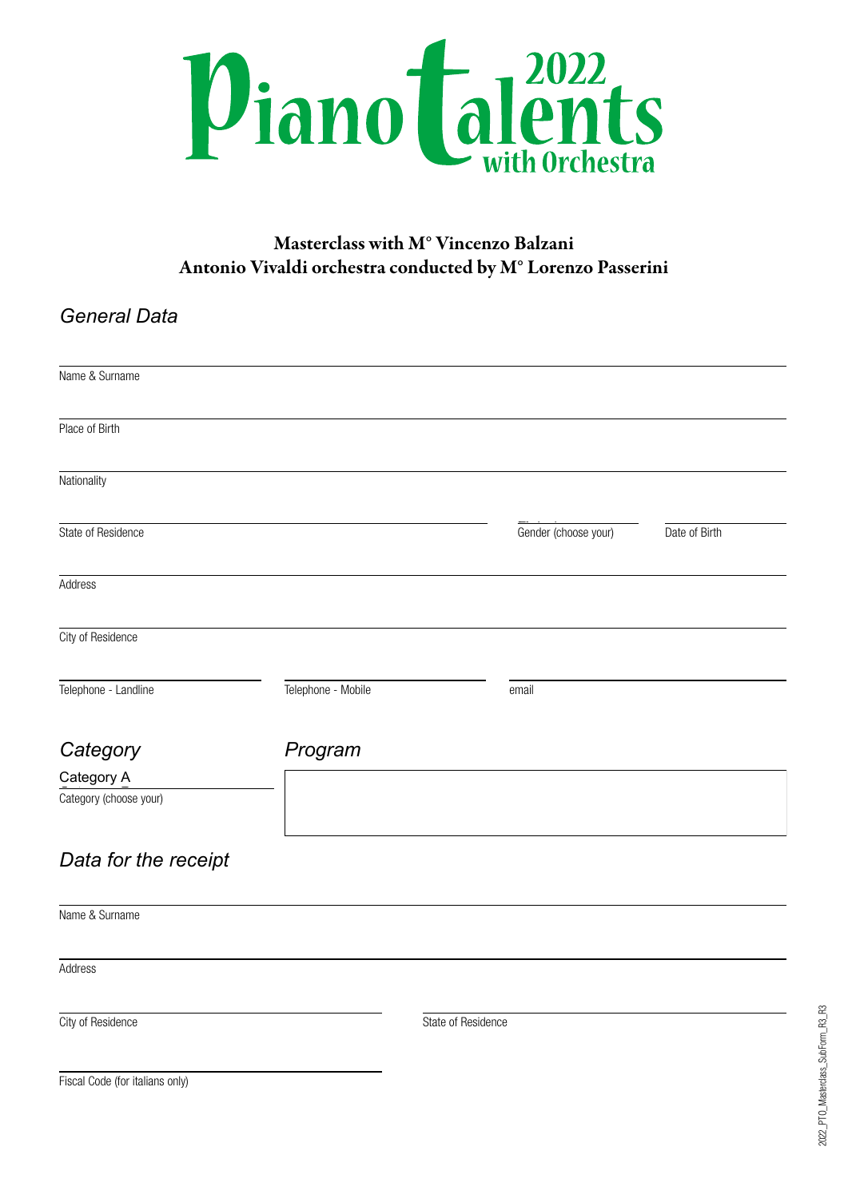# Piano talents 2022 with Orchestra

**Masterclass with M° Vincenzo Balzani**
**Antonio Vivaldi orchestra conducted by M° Lorenzo Passerini**

## *General Data*

Name & Surname

Place of Birth

Nationality

State of Residence

Gender (choose your)

Date of Birth

Address

City of Residence

Telephone - Landline

Telephone - Mobile

email

## *Category*

Category A

Category (choose your)

## *Program*

## *Data for the receipt*

Name & Surname

Address

City of Residence

State of Residence

Fiscal Code (for italians only)

2022_PTO_Masterclass_SubForm_R3_R3